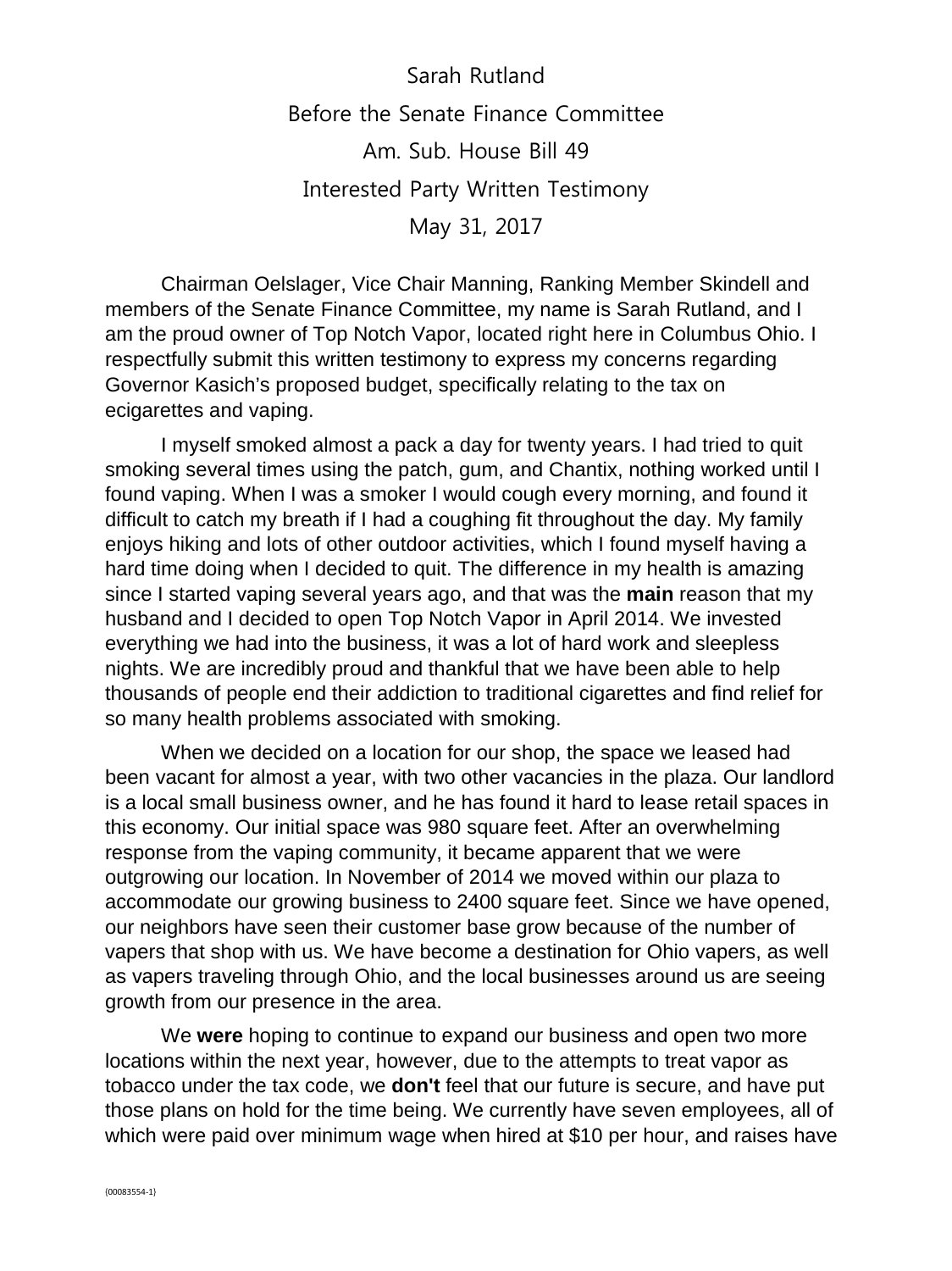Sarah Rutland

Before the Senate Finance Committee

Am. Sub. House Bill 49

Interested Party Written Testimony

May 31, 2017

Chairman Oelslager, Vice Chair Manning, Ranking Member Skindell and members of the Senate Finance Committee, my name is Sarah Rutland, and I am the proud owner of Top Notch Vapor, located right here in Columbus Ohio. I respectfully submit this written testimony to express my concerns regarding Governor Kasich's proposed budget, specifically relating to the tax on ecigarettes and vaping.

I myself smoked almost a pack a day for twenty years. I had tried to quit smoking several times using the patch, gum, and Chantix, nothing worked until I found vaping. When I was a smoker I would cough every morning, and found it difficult to catch my breath if I had a coughing fit throughout the day. My family enjoys hiking and lots of other outdoor activities, which I found myself having a hard time doing when I decided to quit. The difference in my health is amazing since I started vaping several years ago, and that was the **main** reason that my husband and I decided to open Top Notch Vapor in April 2014. We invested everything we had into the business, it was a lot of hard work and sleepless nights. We are incredibly proud and thankful that we have been able to help thousands of people end their addiction to traditional cigarettes and find relief for so many health problems associated with smoking.

When we decided on a location for our shop, the space we leased had been vacant for almost a year, with two other vacancies in the plaza. Our landlord is a local small business owner, and he has found it hard to lease retail spaces in this economy. Our initial space was 980 square feet. After an overwhelming response from the vaping community, it became apparent that we were outgrowing our location. In November of 2014 we moved within our plaza to accommodate our growing business to 2400 square feet. Since we have opened, our neighbors have seen their customer base grow because of the number of vapers that shop with us. We have become a destination for Ohio vapers, as well as vapers traveling through Ohio, and the local businesses around us are seeing growth from our presence in the area.

We **were** hoping to continue to expand our business and open two more locations within the next year, however, due to the attempts to treat vapor as tobacco under the tax code, we **don't** feel that our future is secure, and have put those plans on hold for the time being. We currently have seven employees, all of which were paid over minimum wage when hired at $10 per hour, and raises have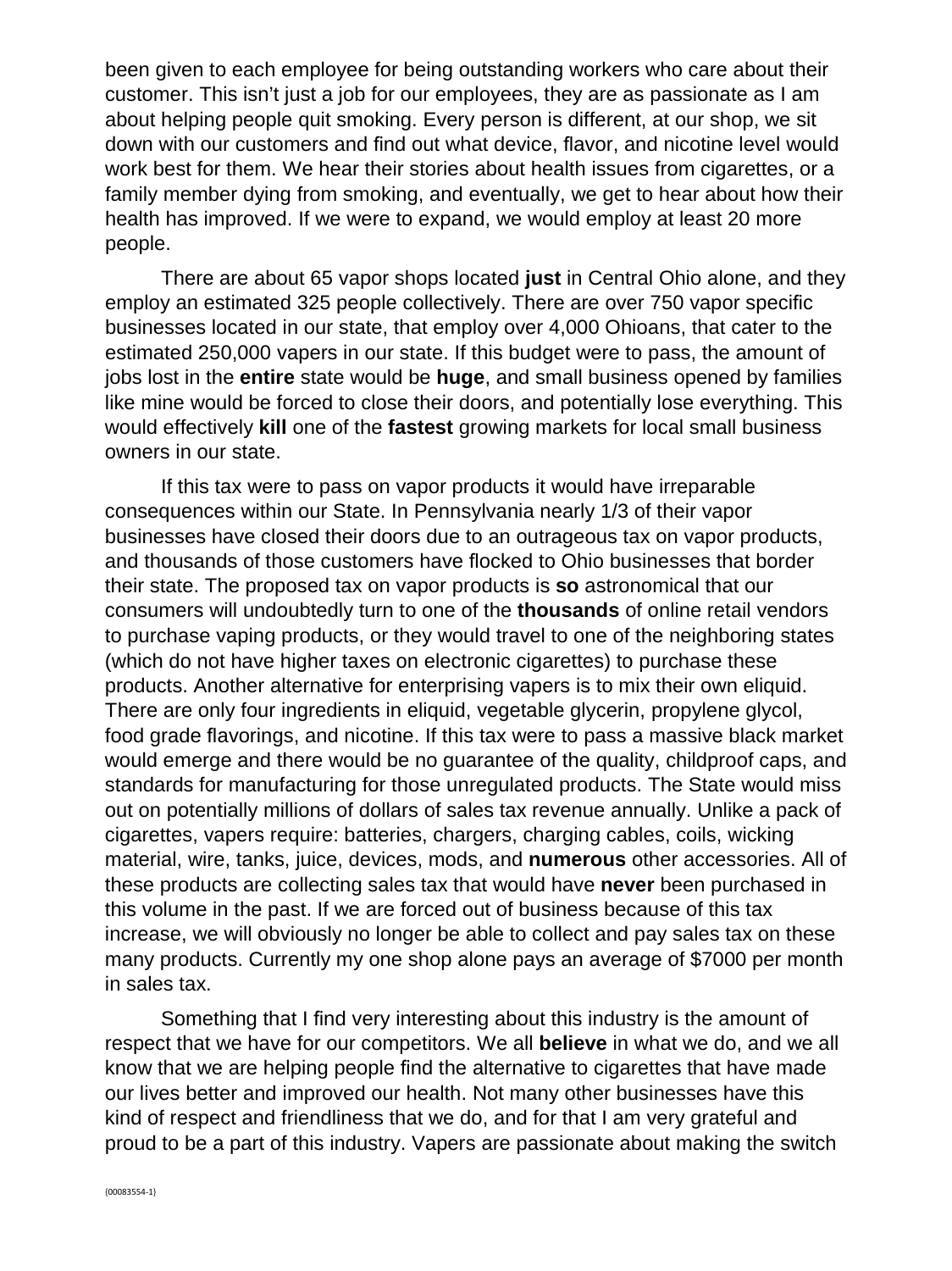been given to each employee for being outstanding workers who care about their customer. This isn't just a job for our employees, they are as passionate as I am about helping people quit smoking. Every person is different, at our shop, we sit down with our customers and find out what device, flavor, and nicotine level would work best for them. We hear their stories about health issues from cigarettes, or a family member dying from smoking, and eventually, we get to hear about how their health has improved. If we were to expand, we would employ at least 20 more people.

There are about 65 vapor shops located **just** in Central Ohio alone, and they employ an estimated 325 people collectively. There are over 750 vapor specific businesses located in our state, that employ over 4,000 Ohioans, that cater to the estimated 250,000 vapers in our state. If this budget were to pass, the amount of jobs lost in the **entire** state would be **huge**, and small business opened by families like mine would be forced to close their doors, and potentially lose everything. This would effectively **kill** one of the **fastest** growing markets for local small business owners in our state.

If this tax were to pass on vapor products it would have irreparable consequences within our State. In Pennsylvania nearly 1/3 of their vapor businesses have closed their doors due to an outrageous tax on vapor products, and thousands of those customers have flocked to Ohio businesses that border their state. The proposed tax on vapor products is **so** astronomical that our consumers will undoubtedly turn to one of the **thousands** of online retail vendors to purchase vaping products, or they would travel to one of the neighboring states (which do not have higher taxes on electronic cigarettes) to purchase these products. Another alternative for enterprising vapers is to mix their own eliquid. There are only four ingredients in eliquid, vegetable glycerin, propylene glycol, food grade flavorings, and nicotine. If this tax were to pass a massive black market would emerge and there would be no guarantee of the quality, childproof caps, and standards for manufacturing for those unregulated products. The State would miss out on potentially millions of dollars of sales tax revenue annually. Unlike a pack of cigarettes, vapers require: batteries, chargers, charging cables, coils, wicking material, wire, tanks, juice, devices, mods, and **numerous** other accessories. All of these products are collecting sales tax that would have **never** been purchased in this volume in the past. If we are forced out of business because of this tax increase, we will obviously no longer be able to collect and pay sales tax on these many products. Currently my one shop alone pays an average of $7000 per month in sales tax.

Something that I find very interesting about this industry is the amount of respect that we have for our competitors. We all **believe** in what we do, and we all know that we are helping people find the alternative to cigarettes that have made our lives better and improved our health. Not many other businesses have this kind of respect and friendliness that we do, and for that I am very grateful and proud to be a part of this industry. Vapers are passionate about making the switch

{00083554-1}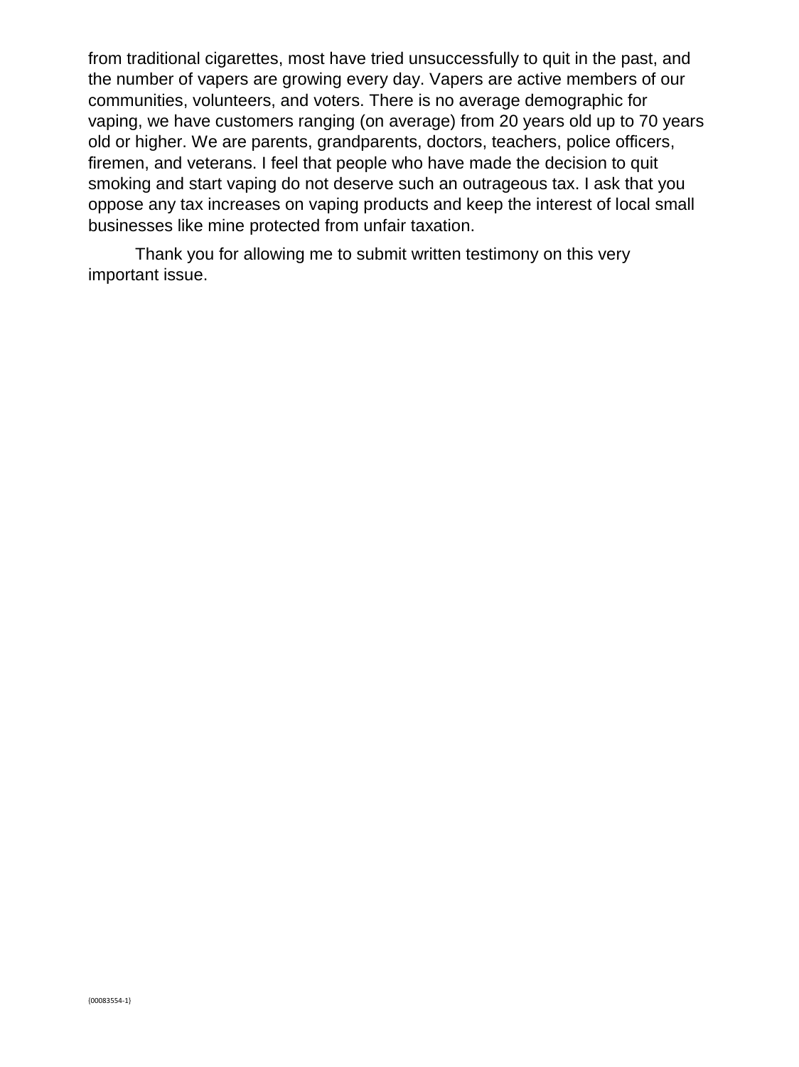from traditional cigarettes, most have tried unsuccessfully to quit in the past, and the number of vapers are growing every day. Vapers are active members of our communities, volunteers, and voters. There is no average demographic for vaping, we have customers ranging (on average) from 20 years old up to 70 years old or higher. We are parents, grandparents, doctors, teachers, police officers, firemen, and veterans. I feel that people who have made the decision to quit smoking and start vaping do not deserve such an outrageous tax. I ask that you oppose any tax increases on vaping products and keep the interest of local small businesses like mine protected from unfair taxation.

Thank you for allowing me to submit written testimony on this very important issue.

{00083554-1}